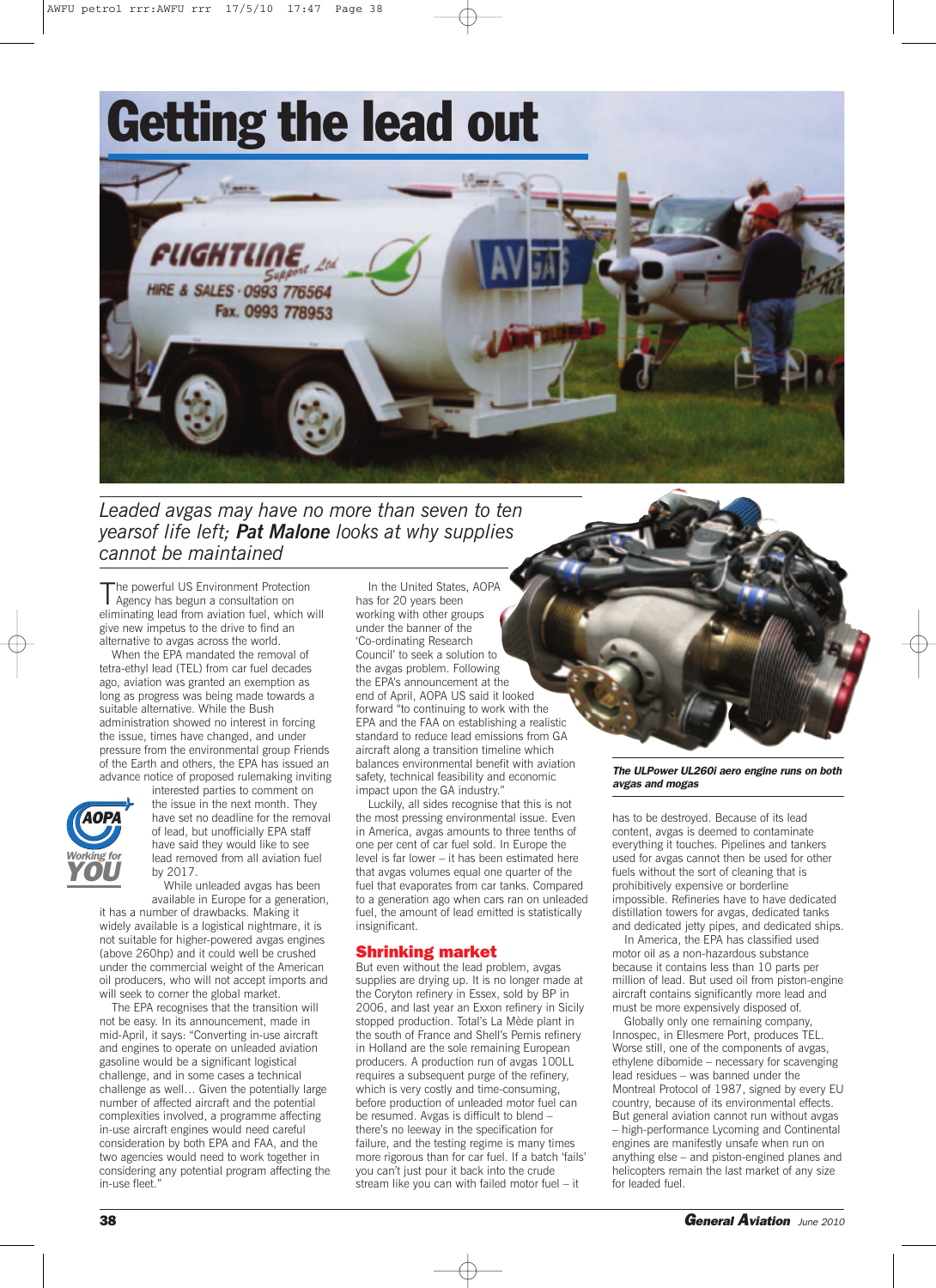# Getting the lead out

*Leaded avgas may have no more than seven to ten yearsof life left; **Pat Malone** looks at why supplies cannot be maintained*

The powerful US Environment Protection Agency has begun a consultation on eliminating lead from aviation fuel, which will give new impetus to the drive to find an alternative to avgas across the world.

When the EPA mandated the removal of tetra-ethyl lead (TEL) from car fuel decades ago, aviation was granted an exemption as long as progress was being made towards a suitable alternative. While the Bush administration showed no interest in forcing the issue, times have changed, and under pressure from the environmental group Friends of the Earth and others, the EPA has issued an advance notice of proposed rulemaking inviting interested parties to comment on the issue in the next month. They have set no deadline for the removal of lead, but unofficially EPA staff have said they would like to see lead removed from all aviation fuel by 2017.

While unleaded avgas has been available in Europe for a generation, it has a number of drawbacks. Making it widely available is a logistical nightmare, it is not suitable for higher-powered avgas engines (above 260hp) and it could well be crushed under the commercial weight of the American oil producers, who will not accept imports and will seek to corner the global market.

The EPA recognises that the transition will not be easy. In its announcement, made in mid-April, it says: "Converting in-use aircraft and engines to operate on unleaded aviation gasoline would be a significant logistical challenge, and in some cases a technical challenge as well… Given the potentially large number of affected aircraft and the potential complexities involved, a programme affecting in-use aircraft engines would need careful consideration by both EPA and FAA, and the two agencies would need to work together in considering any potential program affecting the in-use fleet."

In the United States, AOPA has for 20 years been working with other groups under the banner of the 'Co-ordinating Research Council' to seek a solution to the avgas problem. Following the EPA's announcement at the end of April, AOPA US said it looked forward "to continuing to work with the EPA and the FAA on establishing a realistic standard to reduce lead emissions from GA aircraft along a transition timeline which balances environmental benefit with aviation safety, technical feasibility and economic impact upon the GA industry."

Luckily, all sides recognise that this is not the most pressing environmental issue. Even in America, avgas amounts to three tenths of one per cent of car fuel sold. In Europe the level is far lower – it has been estimated here that avgas volumes equal one quarter of the fuel that evaporates from car tanks. Compared to a generation ago when cars ran on unleaded fuel, the amount of lead emitted is statistically insignificant.

## Shrinking market

But even without the lead problem, avgas supplies are drying up. It is no longer made at the Coryton refinery in Essex, sold by BP in 2006, and last year an Exxon refinery in Sicily stopped production. Total's La Mède plant in the south of France and Shell's Pernis refinery in Holland are the sole remaining European producers. A production run of avgas 100LL requires a subsequent purge of the refinery, which is very costly and time-consuming, before production of unleaded motor fuel can be resumed. Avgas is difficult to blend – there's no leeway in the specification for failure, and the testing regime is many times more rigorous than for car fuel. If a batch 'fails' you can't just pour it back into the crude stream like you can with failed motor fuel – it has to be destroyed. Because of its lead content, avgas is deemed to contaminate everything it touches. Pipelines and tankers used for avgas cannot then be used for other fuels without the sort of cleaning that is prohibitively expensive or borderline impossible. Refineries have to have dedicated distillation towers for avgas, dedicated tanks and dedicated jetty pipes, and dedicated ships.

In America, the EPA has classified used motor oil as a non-hazardous substance because it contains less than 10 parts per million of lead. But used oil from piston-engine aircraft contains significantly more lead and must be more expensively disposed of.

Globally only one remaining company, Innospec, in Ellesmere Port, produces TEL. Worse still, one of the components of avgas, ethylene dibomide – necessary for scavenging lead residues – was banned under the Montreal Protocol of 1987, signed by every EU country, because of its environmental effects. But general aviation cannot run without avgas – high-performance Lycoming and Continental engines are manifestly unsafe when run on anything else – and piston-engined planes and helicopters remain the last market of any size for leaded fuel.

***The ULPower UL260i aero engine runs on both avgas and mogas***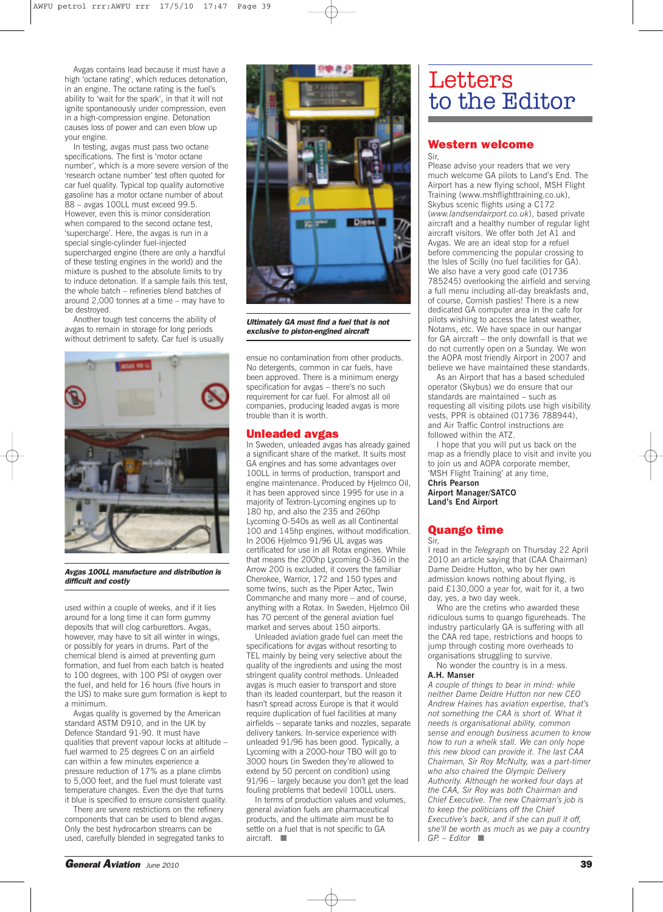Avgas contains lead because it must have a high 'octane rating', which reduces detonation, in an engine. The octane rating is the fuel's ability to 'wait for the spark', in that it will not ignite spontaneously under compression, even in a high-compression engine. Detonation causes loss of power and can even blow up your engine.

In testing, avgas must pass two octane specifications. The first is 'motor octane number', which is a more severe version of the 'research octane number' test often quoted for car fuel quality. Typical top quality automotive gasoline has a motor octane number of about 88 – avgas 100LL must exceed 99.5. However, even this is minor consideration when compared to the second octane test, 'supercharge'. Here, the avgas is run in a special single-cylinder fuel-injected supercharged engine (there are only a handful of these testing engines in the world) and the mixture is pushed to the absolute limits to try to induce detonation. If a sample fails this test, the whole batch – refineries blend batches of around 2,000 tonnes at a time – may have to be destroyed.

Another tough test concerns the ability of avgas to remain in storage for long periods without detriment to safety. Car fuel is usually used within a couple of weeks, and if it lies around for a long time it can form gummy deposits that will clog carburettors. Avgas, however, may have to sit all winter in wings, or possibly for years in drums. Part of the chemical blend is aimed at preventing gum formation, and fuel from each batch is heated to 100 degrees, with 100 PSI of oxygen over the fuel, and held for 16 hours (five hours in the US) to make sure gum formation is kept to a minimum.

*Avgas 100LL manufacture and distribution is difficult and costly*

Avgas quality is governed by the American standard ASTM D910, and in the UK by Defence Standard 91-90. It must have qualities that prevent vapour locks at altitude – fuel warmed to 25 degrees C on an airfield can within a few minutes experience a pressure reduction of 17% as a plane climbs to 5,000 feet, and the fuel must tolerate vast temperature changes. Even the dye that turns it blue is specified to ensure consistent quality.

There are severe restrictions on the refinery components that can be used to blend avgas. Only the best hydrocarbon streams can be used, carefully blended in segregated tanks to ensure no contamination from other products. No detergents, common in car fuels, have been approved. There is a minimum energy specification for avgas – there's no such requirement for car fuel. For almost all oil companies, producing leaded avgas is more trouble than it is worth.

*Ultimately GA must find a fuel that is not exclusive to piston-engined aircraft*

## Unleaded avgas

In Sweden, unleaded avgas has already gained a significant share of the market. It suits most GA engines and has some advantages over 100LL in terms of production, transport and engine maintenance. Produced by Hjelmco Oil, it has been approved since 1995 for use in a majority of Textron-Lycoming engines up to 180 hp, and also the 235 and 260hp Lycoming O-540s as well as all Continental 100 and 145hp engines, without modification. In 2006 Hjelmco 91/96 UL avgas was certificated for use in all Rotax engines. While that means the 200hp Lycoming O-360 in the Arrow 200 is excluded, it covers the familiar Cherokee, Warrior, 172 and 150 types and some twins, such as the Piper Aztec, Twin Commanche and many more – and of course, anything with a Rotax. In Sweden, Hjelmco Oil has 70 percent of the general aviation fuel market and serves about 150 airports.

Unleaded aviation grade fuel can meet the specifications for avgas without resorting to TEL mainly by being very selective about the quality of the ingredients and using the most stringent quality control methods. Unleaded avgas is much easier to transport and store than its leaded counterpart, but the reason it hasn't spread across Europe is that it would require duplication of fuel facilities at many airfields – separate tanks and nozzles, separate delivery tankers. In-service experience with unleaded 91/96 has been good. Typically, a Lycoming with a 2000-hour TBO will go to 3000 hours (in Sweden they're allowed to extend by 50 percent on condition) using 91/96 – largely because you don't get the lead fouling problems that bedevil 100LL users.

In terms of production values and volumes, general aviation fuels are pharmaceutical products, and the ultimate aim must be to settle on a fuel that is not specific to GA aircraft. ■

# Letters to the Editor

## Western welcome

Sir,

Please advise your readers that we very much welcome GA pilots to Land's End. The Airport has a new flying school, MSH Flight Training (www.mshflighttraining.co.uk), Skybus scenic flights using a C172 (*www.landsendairport.co.uk*), based private aircraft and a healthy number of regular light aircraft visitors. We offer both Jet A1 and Avgas. We are an ideal stop for a refuel before commencing the popular crossing to the Isles of Scilly (no fuel facilities for GA). We also have a very good cafe (01736 785245) overlooking the airfield and serving a full menu including all-day breakfasts and, of course, Cornish pasties! There is a new dedicated GA computer area in the cafe for pilots wishing to access the latest weather, Notams, etc. We have space in our hangar for GA aircraft – the only downfall is that we do not currently open on a Sunday. We won the AOPA most friendly Airport in 2007 and believe we have maintained these standards.

As an Airport that has a based scheduled operator (Skybus) we do ensure that our standards are maintained – such as requesting all visiting pilots use high visibility vests, PPR is obtained (01736 788944), and Air Traffic Control instructions are followed within the ATZ.

I hope that you will put us back on the map as a friendly place to visit and invite you to join us and AOPA corporate member, 'MSH Flight Training' at any time,

**Chris Pearson**
**Airport Manager/SATCO**
**Land's End Airport**

## Quango time

Sir,

I read in the *Telegraph* on Thursday 22 April 2010 an article saying that (CAA Chairman) Dame Deidre Hutton, who by her own admission knows nothing about flying, is paid £130,000 a year for, wait for it, a two day, yes, a two day week.

Who are the cretins who awarded these ridiculous sums to quango figureheads. The industry particularly GA is suffering with all the CAA red tape, restrictions and hoops to jump through costing more overheads to organisations struggling to survive.

No wonder the country is in a mess.

**A.H. Manser**

*A couple of things to bear in mind: while neither Dame Deidre Hutton nor new CEO Andrew Haines has aviation expertise, that's not something the CAA is short of. What it needs is organisational ability, common sense and enough business acumen to know how to run a whelk stall. We can only hope this new blood can provide it. The last CAA Chairman, Sir Roy McNulty, was a part-timer who also chaired the Olympic Delivery Authority. Although he worked four days at the CAA, Sir Roy was both Chairman and Chief Executive. The new Chairman's job is to keep the politicians off the Chief Executive's back, and if she can pull it off, she'll be worth as much as we pay a country GP. – Editor* ■